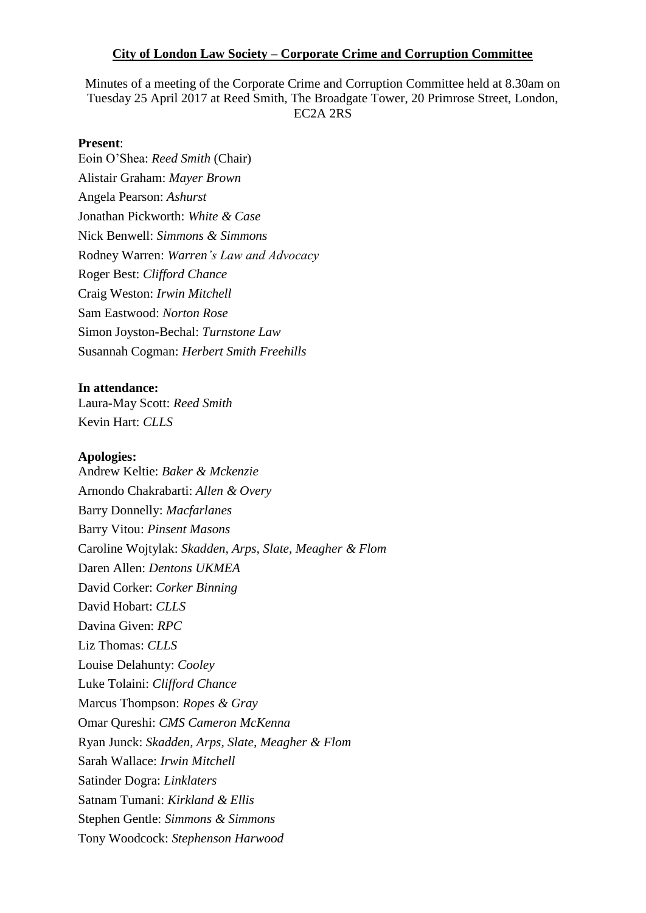**City of London Law Society – Corporate Crime and Corruption Committee**

Minutes of a meeting of the Corporate Crime and Corruption Committee held at 8.30am on Tuesday 25 April 2017 at Reed Smith, The Broadgate Tower, 20 Primrose Street, London, EC2A 2RS

**Present**:

Eoin O'Shea: *Reed Smith* (Chair)
Alistair Graham: *Mayer Brown*
Angela Pearson: *Ashurst*
Jonathan Pickworth: *White & Case*
Nick Benwell: *Simmons & Simmons*
Rodney Warren: *Warren's Law and Advocacy*
Roger Best: *Clifford Chance*
Craig Weston: *Irwin Mitchell*
Sam Eastwood: *Norton Rose*
Simon Joyston-Bechal: *Turnstone Law*
Susannah Cogman: *Herbert Smith Freehills*

**In attendance:**

Laura-May Scott: *Reed Smith*
Kevin Hart: *CLLS*

**Apologies:**

Andrew Keltie: *Baker & Mckenzie*
Arnondo Chakrabarti: *Allen & Overy*
Barry Donnelly: *Macfarlanes*
Barry Vitou: *Pinsent Masons*
Caroline Wojtylak: *Skadden, Arps, Slate, Meagher & Flom*
Daren Allen: *Dentons UKMEA*
David Corker: *Corker Binning*
David Hobart: *CLLS*
Davina Given: *RPC*
Liz Thomas: *CLLS*
Louise Delahunty: *Cooley*
Luke Tolaini: *Clifford Chance*
Marcus Thompson: *Ropes & Gray*
Omar Qureshi: *CMS Cameron McKenna*
Ryan Junck: *Skadden, Arps, Slate, Meagher & Flom*
Sarah Wallace: *Irwin Mitchell*
Satinder Dogra: *Linklaters*
Satnam Tumani: *Kirkland & Ellis*
Stephen Gentle: *Simmons & Simmons*
Tony Woodcock: *Stephenson Harwood*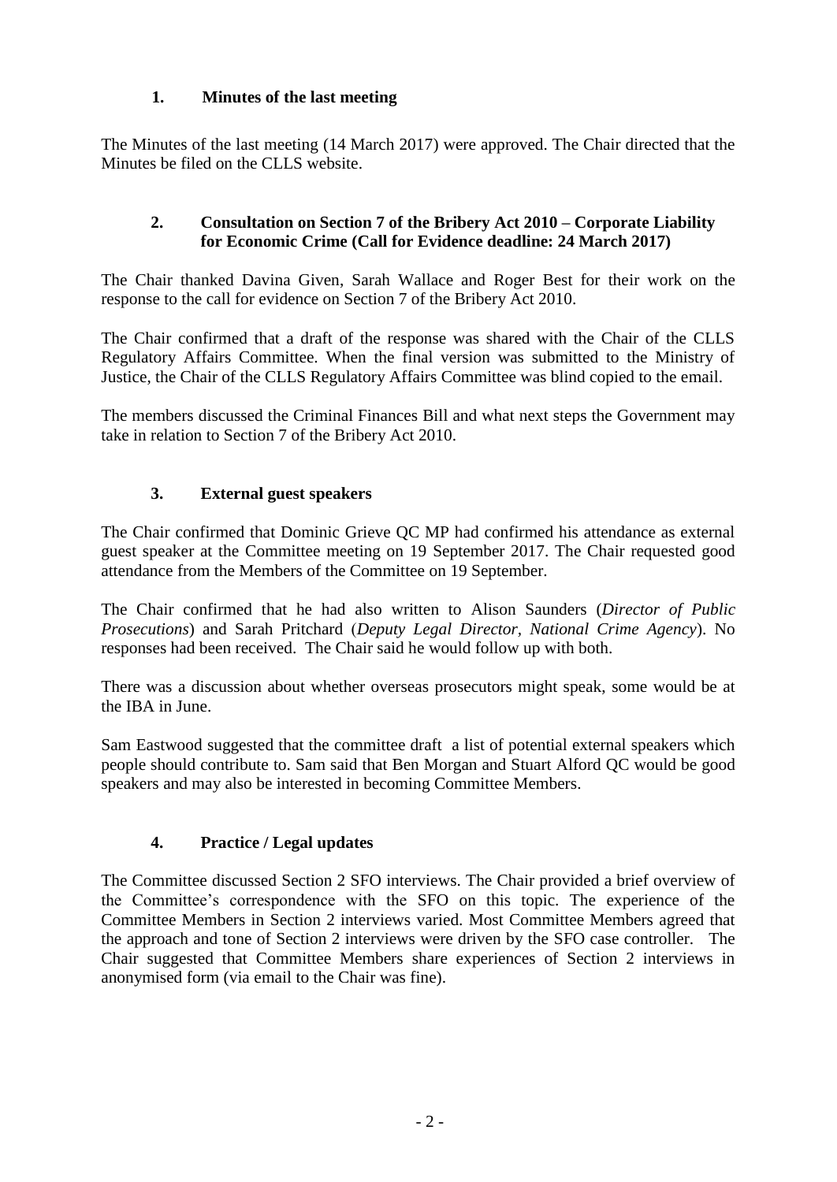## 1. Minutes of the last meeting

The Minutes of the last meeting (14 March 2017) were approved. The Chair directed that the Minutes be filed on the CLLS website.

## 2. Consultation on Section 7 of the Bribery Act 2010 – Corporate Liability for Economic Crime (Call for Evidence deadline: 24 March 2017)

The Chair thanked Davina Given, Sarah Wallace and Roger Best for their work on the response to the call for evidence on Section 7 of the Bribery Act 2010.

The Chair confirmed that a draft of the response was shared with the Chair of the CLLS Regulatory Affairs Committee. When the final version was submitted to the Ministry of Justice, the Chair of the CLLS Regulatory Affairs Committee was blind copied to the email.

The members discussed the Criminal Finances Bill and what next steps the Government may take in relation to Section 7 of the Bribery Act 2010.

## 3. External guest speakers

The Chair confirmed that Dominic Grieve QC MP had confirmed his attendance as external guest speaker at the Committee meeting on 19 September 2017. The Chair requested good attendance from the Members of the Committee on 19 September.

The Chair confirmed that he had also written to Alison Saunders (*Director of Public Prosecutions*) and Sarah Pritchard (*Deputy Legal Director, National Crime Agency*). No responses had been received. The Chair said he would follow up with both.

There was a discussion about whether overseas prosecutors might speak, some would be at the IBA in June.

Sam Eastwood suggested that the committee draft a list of potential external speakers which people should contribute to. Sam said that Ben Morgan and Stuart Alford QC would be good speakers and may also be interested in becoming Committee Members.

## 4. Practice / Legal updates

The Committee discussed Section 2 SFO interviews. The Chair provided a brief overview of the Committee's correspondence with the SFO on this topic. The experience of the Committee Members in Section 2 interviews varied. Most Committee Members agreed that the approach and tone of Section 2 interviews were driven by the SFO case controller. The Chair suggested that Committee Members share experiences of Section 2 interviews in anonymised form (via email to the Chair was fine).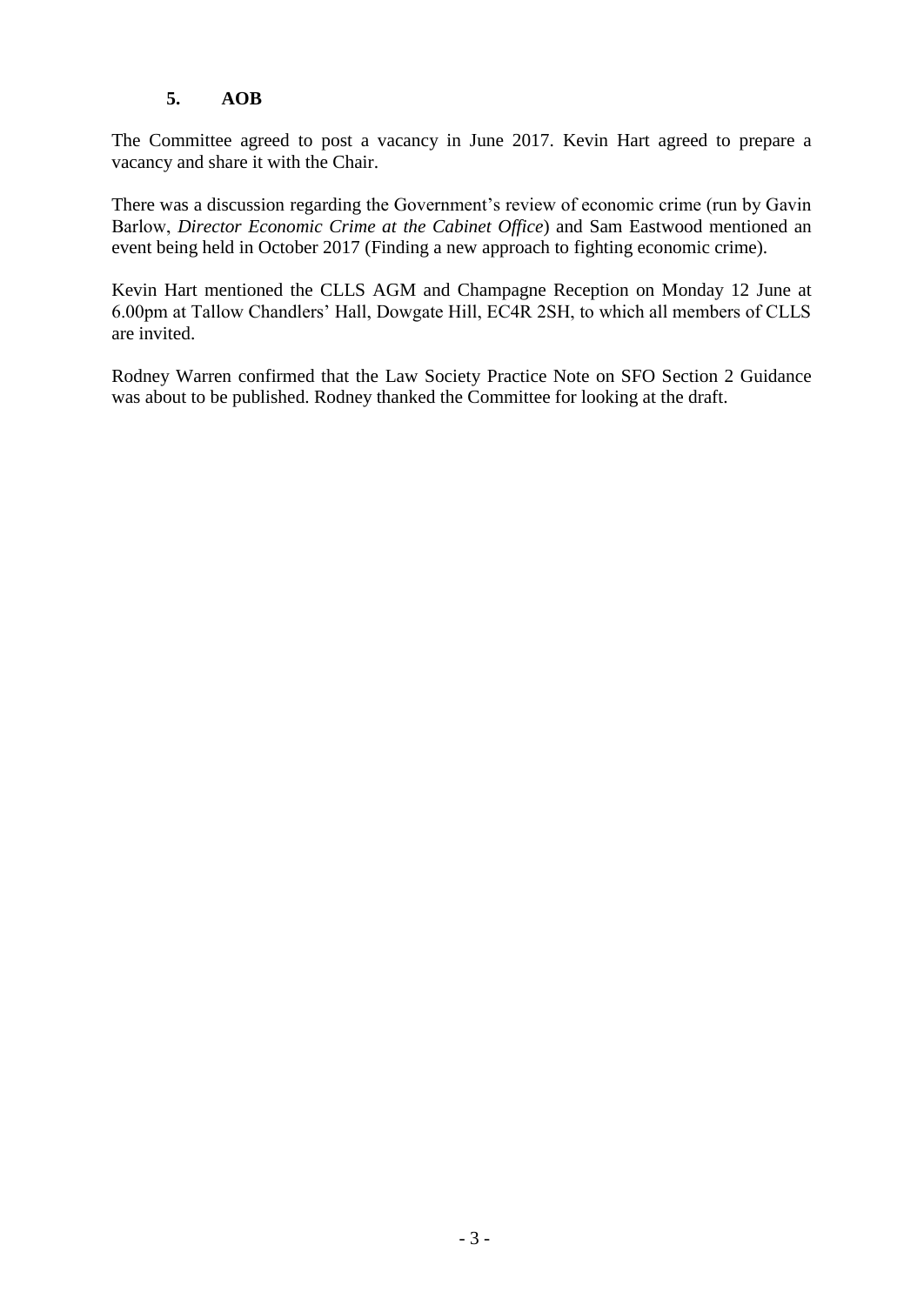## 5. AOB

The Committee agreed to post a vacancy in June 2017. Kevin Hart agreed to prepare a vacancy and share it with the Chair.

There was a discussion regarding the Government's review of economic crime (run by Gavin Barlow, *Director Economic Crime at the Cabinet Office*) and Sam Eastwood mentioned an event being held in October 2017 (Finding a new approach to fighting economic crime).

Kevin Hart mentioned the CLLS AGM and Champagne Reception on Monday 12 June at 6.00pm at Tallow Chandlers' Hall, Dowgate Hill, EC4R 2SH, to which all members of CLLS are invited.

Rodney Warren confirmed that the Law Society Practice Note on SFO Section 2 Guidance was about to be published. Rodney thanked the Committee for looking at the draft.